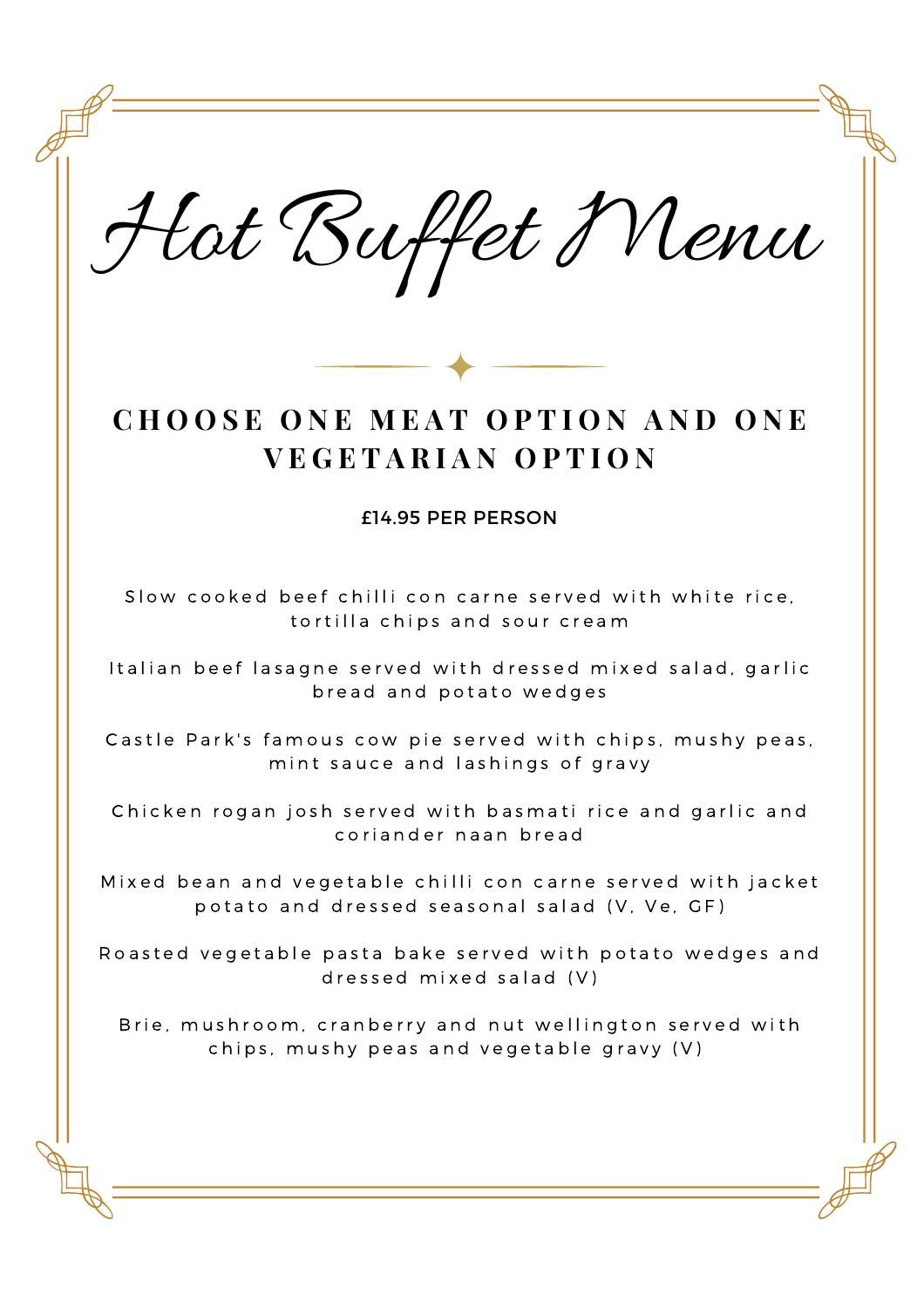# Hot Buffet Menu

## CHOOSE ONE MEAT OPTION AND ONE VEGETARIAN OPTION

£14.95 PER PERSON

Slow cooked beef chilli con carne served with white rice, tortilla chips and sour cream

Italian beef lasagne served with dressed mixed salad, garlic bread and potato wedges

Castle Park's famous cow pie served with chips, mushy peas, mint sauce and lashings of gravy

Chicken rogan josh served with basmati rice and garlic and coriander naan bread

Mixed bean and vegetable chilli con carne served with jacket potato and dressed seasonal salad (V, Ve, GF)

Roasted vegetable pasta bake served with potato wedges and dressed mixed salad (V)

Brie, mushroom, cranberry and nut wellington served with chips, mushy peas and vegetable gravy (V)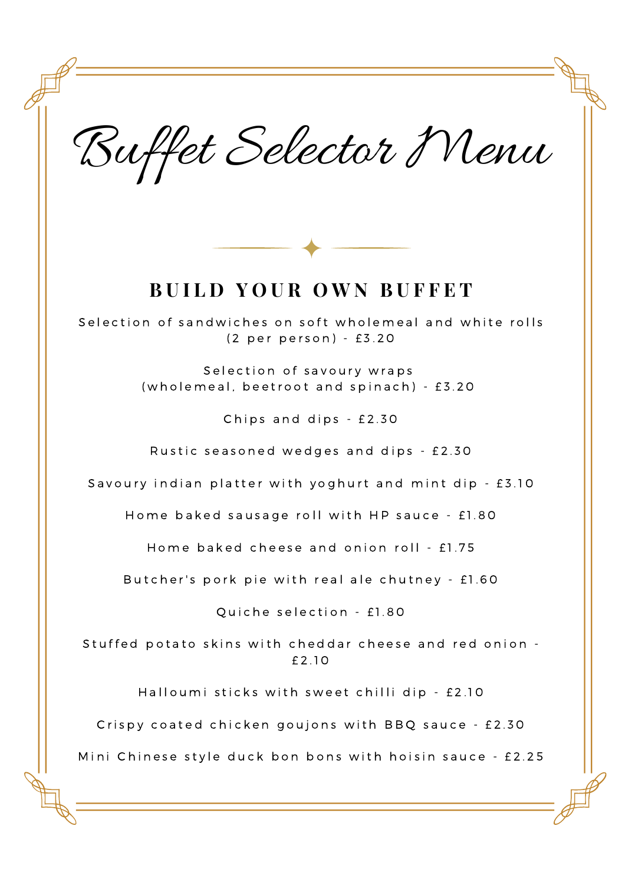# Buffet Selector Menu

## BUILD YOUR OWN BUFFET

Selection of sandwiches on soft wholemeal and white rolls (2 per person) - £3.20

Selection of savoury wraps (wholemeal, beetroot and spinach) - £3.20

Chips and dips - £2.30

Rustic seasoned wedges and dips - £2.30

Savoury indian platter with yoghurt and mint dip - £3.10

Home baked sausage roll with HP sauce - £1.80

Home baked cheese and onion roll - £1.75

Butcher's pork pie with real ale chutney - £1.60

Quiche selection - £1.80

Stuffed potato skins with cheddar cheese and red onion - £2.10

Halloumi sticks with sweet chilli dip - £2.10

Crispy coated chicken goujons with BBQ sauce - £2.30

Mini Chinese style duck bon bons with hoisin sauce - £2.25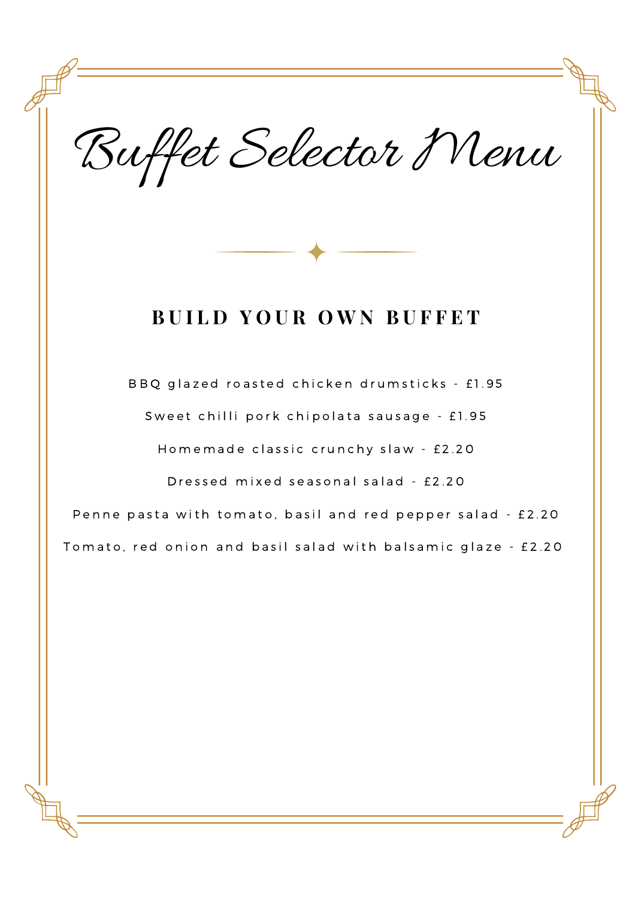# Buffet Selector Menu

## BUILD YOUR OWN BUFFET

BBQ glazed roasted chicken drumsticks - £1.95

Sweet chilli pork chipolata sausage - £1.95

Homemade classic crunchy slaw - £2.20

Dressed mixed seasonal salad - £2.20

Penne pasta with tomato, basil and red pepper salad - £2.20

Tomato, red onion and basil salad with balsamic glaze - £2.20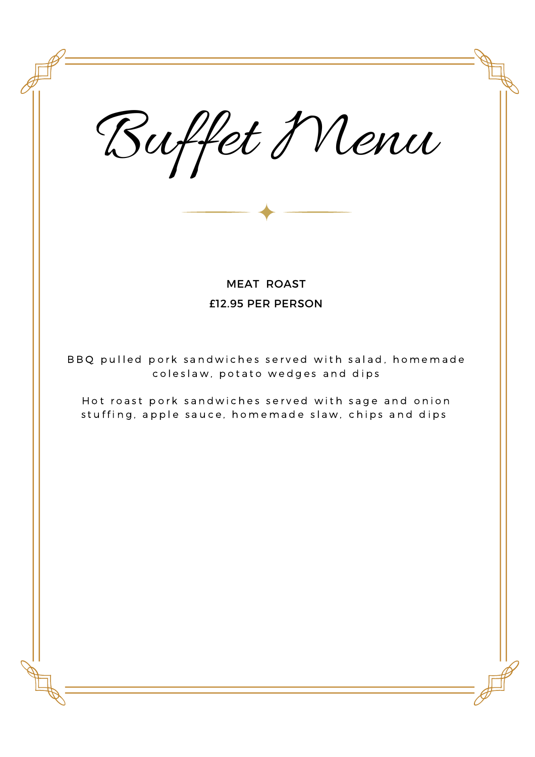# Buffet Menu

## MEAT ROAST

**£12.95 PER PERSON**

BBQ pulled pork sandwiches served with salad, homemade coleslaw, potato wedges and dips

Hot roast pork sandwiches served with sage and onion stuffing, apple sauce, homemade slaw, chips and dips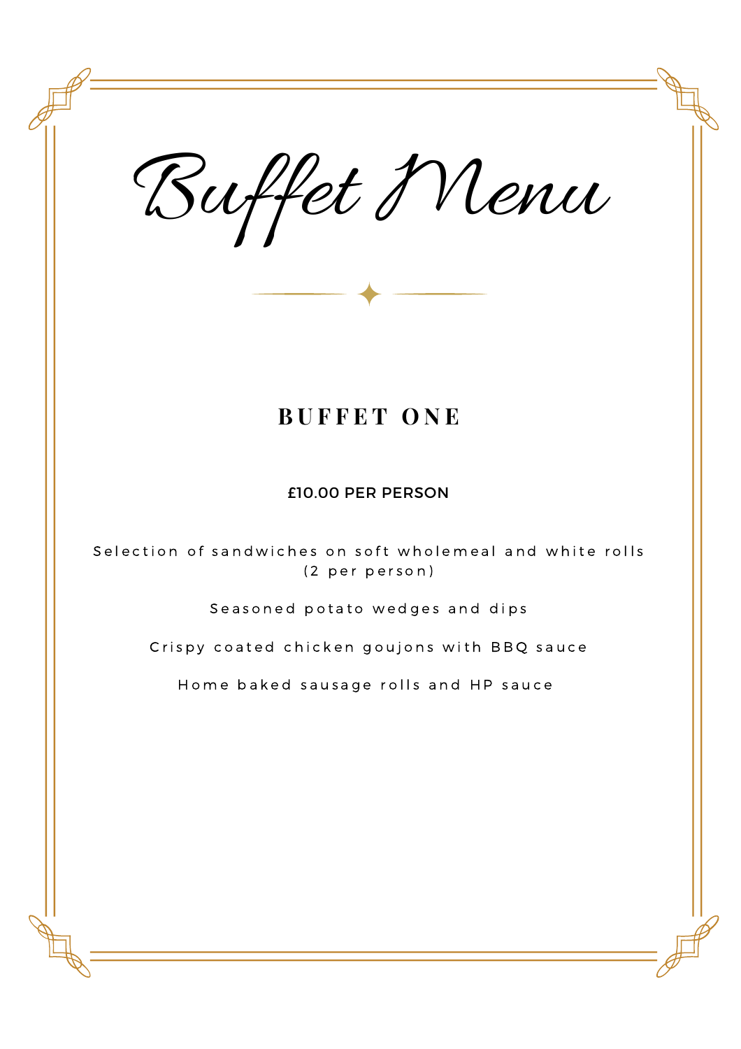# Buffet Menu

## BUFFET ONE

£10.00 PER PERSON

Selection of sandwiches on soft wholemeal and white rolls
(2 per person)

Seasoned potato wedges and dips

Crispy coated chicken goujons with BBQ sauce

Home baked sausage rolls and HP sauce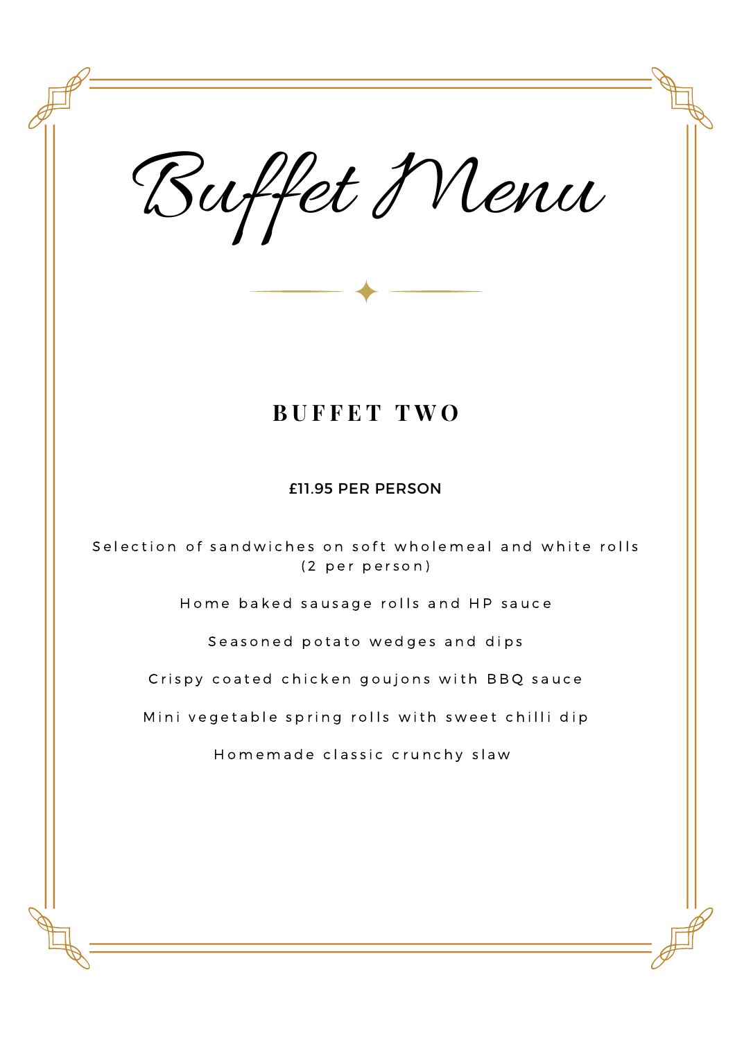# Buffet Menu

## BUFFET TWO

**£11.95 PER PERSON**

Selection of sandwiches on soft wholemeal and white rolls (2 per person)

Home baked sausage rolls and HP sauce

Seasoned potato wedges and dips

Crispy coated chicken goujons with BBQ sauce

Mini vegetable spring rolls with sweet chilli dip

Homemade classic crunchy slaw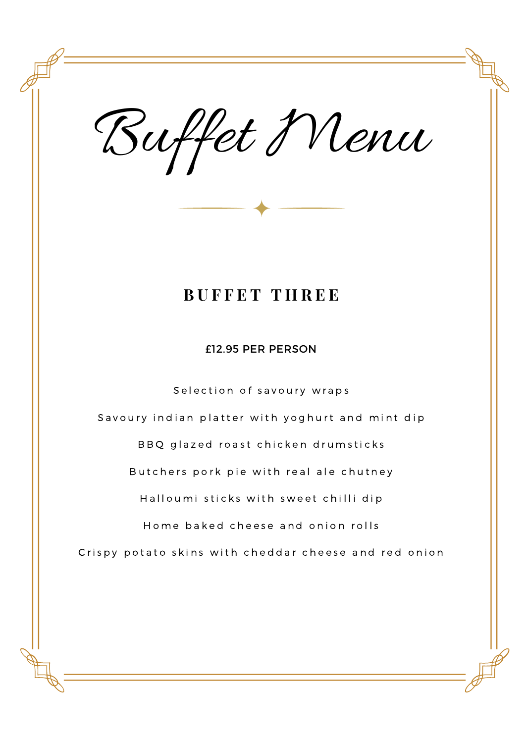# Buffet Menu

## BUFFET THREE

**£12.95 PER PERSON**

Selection of savoury wraps

Savoury indian platter with yoghurt and mint dip

BBQ glazed roast chicken drumsticks

Butchers pork pie with real ale chutney

Halloumi sticks with sweet chilli dip

Home baked cheese and onion rolls

Crispy potato skins with cheddar cheese and red onion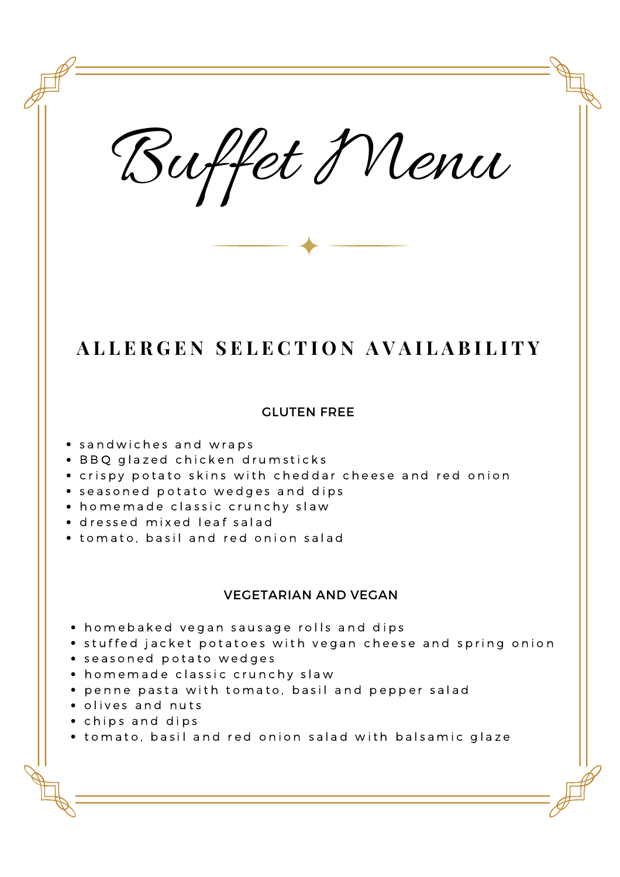# Buffet Menu

## ALLERGEN SELECTION AVAILABILITY

### GLUTEN FREE

- sandwiches and wraps
- BBQ glazed chicken drumsticks
- crispy potato skins with cheddar cheese and red onion
- seasoned potato wedges and dips
- homemade classic crunchy slaw
- dressed mixed leaf salad
- tomato, basil and red onion salad

### VEGETARIAN AND VEGAN

- homebaked vegan sausage rolls and dips
- stuffed jacket potatoes with vegan cheese and spring onion
- seasoned potato wedges
- homemade classic crunchy slaw
- penne pasta with tomato, basil and pepper salad
- olives and nuts
- chips and dips
- tomato, basil and red onion salad with balsamic glaze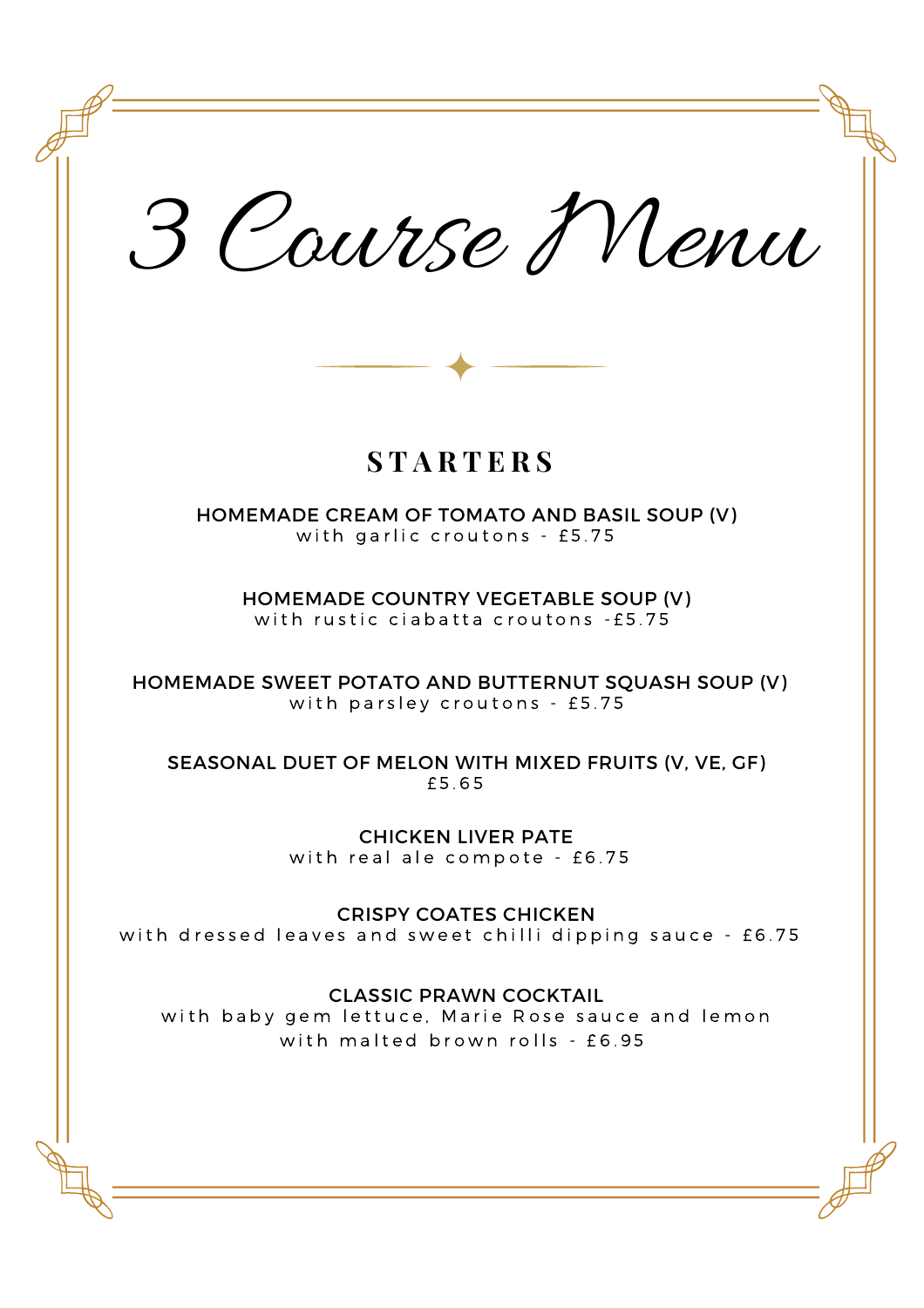# 3 Course Menu

## STARTERS

**HOMEMADE CREAM OF TOMATO AND BASIL SOUP (V)**
with garlic croutons - £5.75

**HOMEMADE COUNTRY VEGETABLE SOUP (V)**
with rustic ciabatta croutons -£5.75

**HOMEMADE SWEET POTATO AND BUTTERNUT SQUASH SOUP (V)**
with parsley croutons - £5.75

**SEASONAL DUET OF MELON WITH MIXED FRUITS (V, VE, GF)**
£5.65

**CHICKEN LIVER PATE**
with real ale compote - £6.75

**CRISPY COATES CHICKEN**
with dressed leaves and sweet chilli dipping sauce - £6.75

**CLASSIC PRAWN COCKTAIL**
with baby gem lettuce, Marie Rose sauce and lemon
with malted brown rolls - £6.95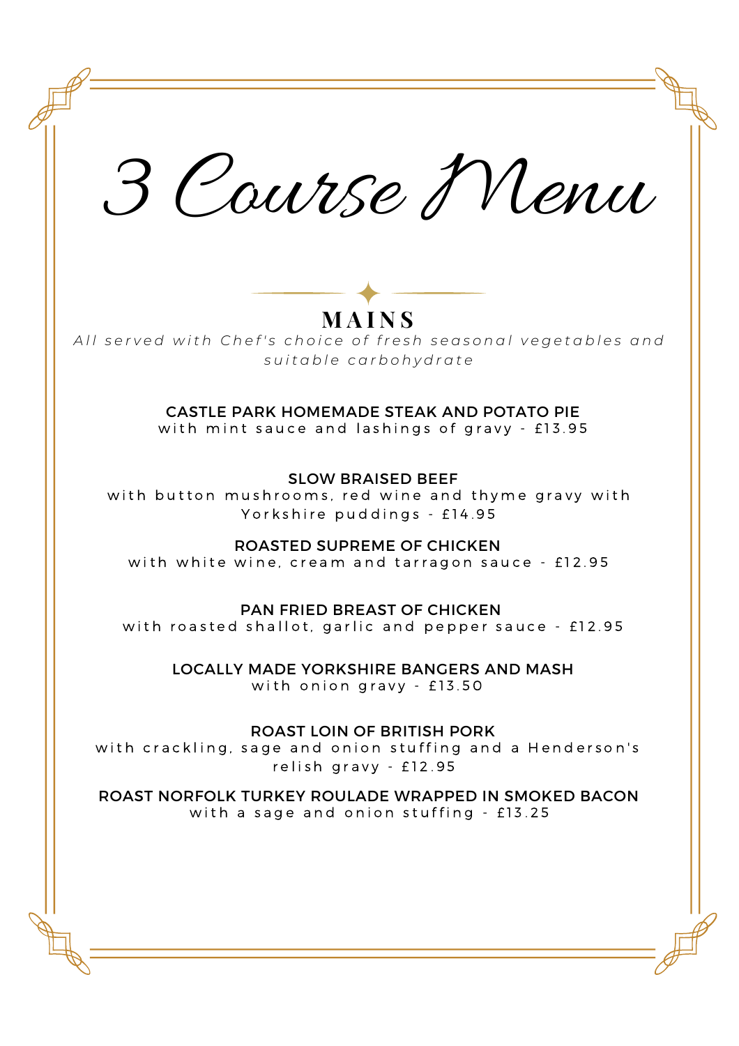# 3 Course Menu

## MAINS

*All served with Chef's choice of fresh seasonal vegetables and suitable carbohydrate*

**CASTLE PARK HOMEMADE STEAK AND POTATO PIE**
with mint sauce and lashings of gravy - £13.95

**SLOW BRAISED BEEF**
with button mushrooms, red wine and thyme gravy with Yorkshire puddings - £14.95

**ROASTED SUPREME OF CHICKEN**
with white wine, cream and tarragon sauce - £12.95

**PAN FRIED BREAST OF CHICKEN**
with roasted shallot, garlic and pepper sauce - £12.95

**LOCALLY MADE YORKSHIRE BANGERS AND MASH**
with onion gravy - £13.50

**ROAST LOIN OF BRITISH PORK**
with crackling, sage and onion stuffing and a Henderson's relish gravy - £12.95

**ROAST NORFOLK TURKEY ROULADE WRAPPED IN SMOKED BACON**
with a sage and onion stuffing - £13.25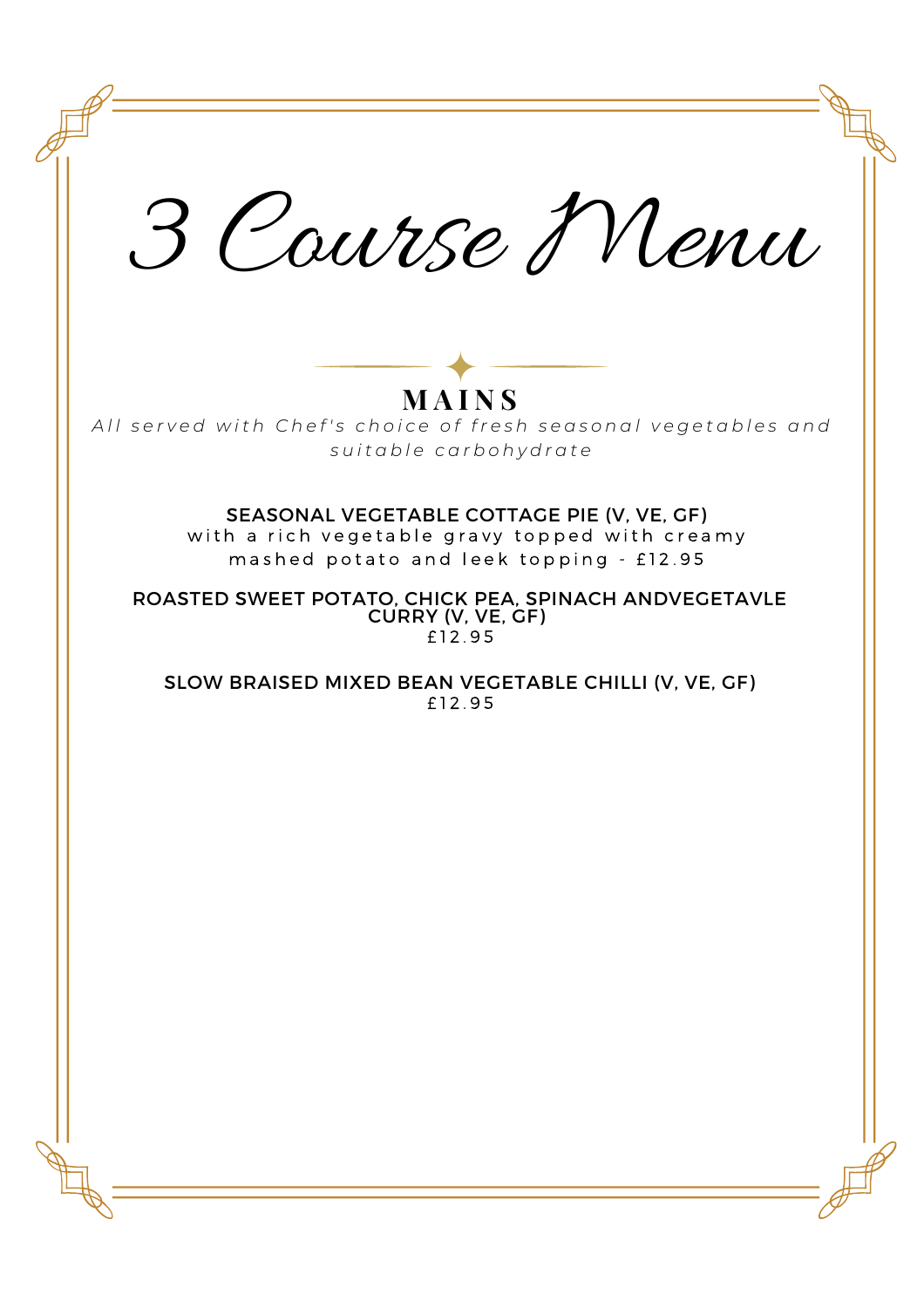# 3 Course Menu

## MAINS

*All served with Chef's choice of fresh seasonal vegetables and suitable carbohydrate*

**SEASONAL VEGETABLE COTTAGE PIE (V, VE, GF)**
with a rich vegetable gravy topped with creamy mashed potato and leek topping - £12.95

**ROASTED SWEET POTATO, CHICK PEA, SPINACH ANDVEGETAVLE CURRY (V, VE, GF)**
£12.95

**SLOW BRAISED MIXED BEAN VEGETABLE CHILLI (V, VE, GF)**
£12.95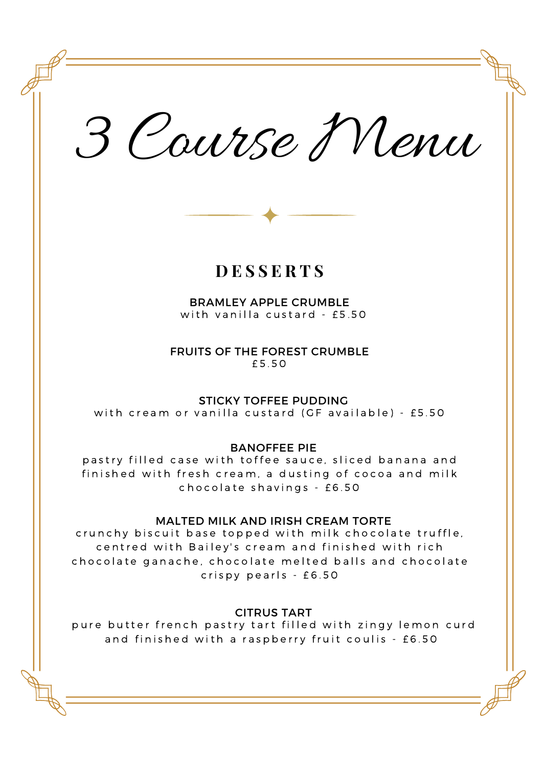# 3 Course Menu

## DESSERTS

**BRAMLEY APPLE CRUMBLE**
with vanilla custard - £5.50

**FRUITS OF THE FOREST CRUMBLE**
£5.50

**STICKY TOFFEE PUDDING**
with cream or vanilla custard (GF available) - £5.50

**BANOFFEE PIE**
pastry filled case with toffee sauce, sliced banana and finished with fresh cream, a dusting of cocoa and milk chocolate shavings - £6.50

**MALTED MILK AND IRISH CREAM TORTE**
crunchy biscuit base topped with milk chocolate truffle, centred with Bailey's cream and finished with rich chocolate ganache, chocolate melted balls and chocolate crispy pearls - £6.50

**CITRUS TART**
pure butter french pastry tart filled with zingy lemon curd and finished with a raspberry fruit coulis - £6.50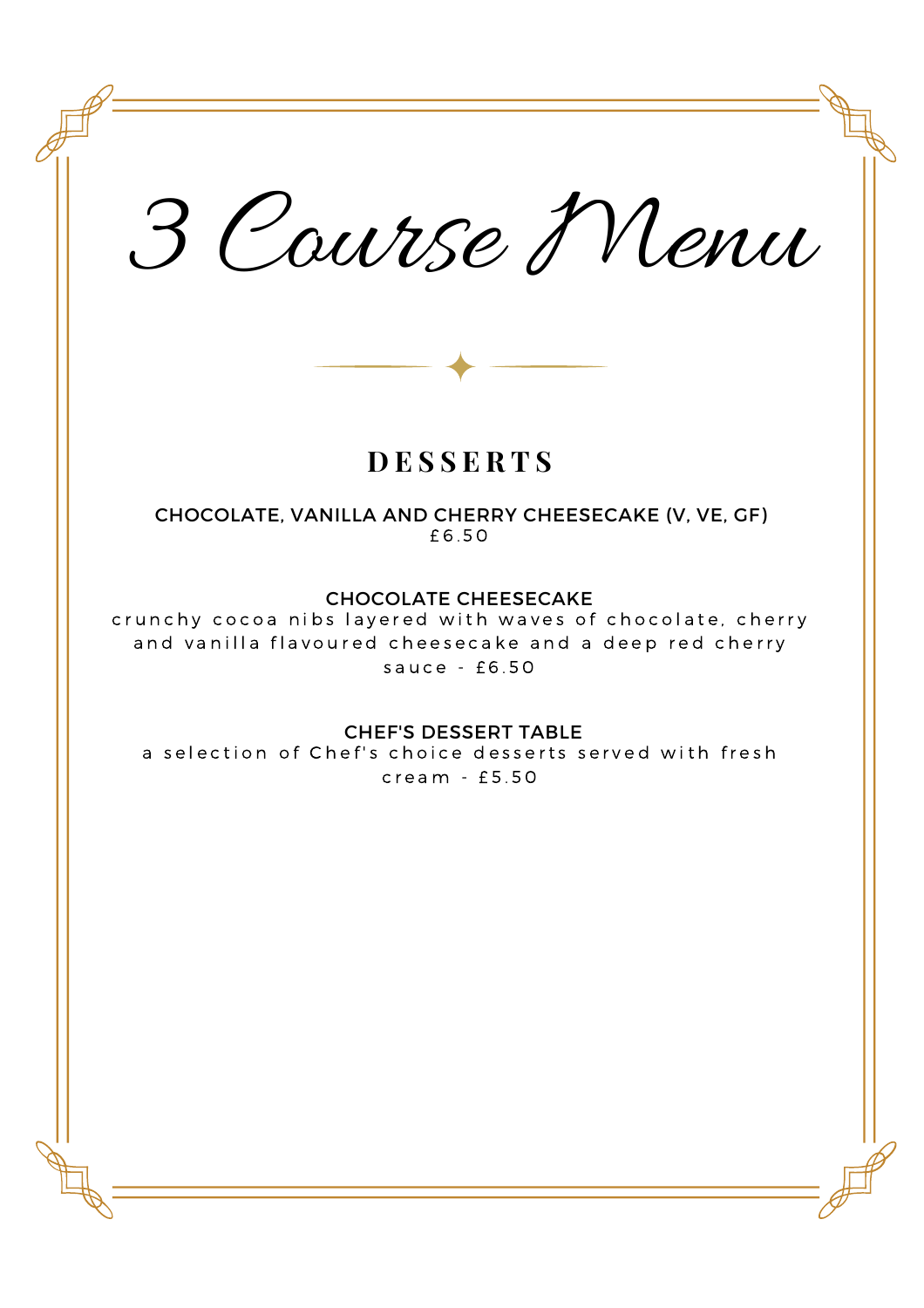# 3 Course Menu

## DESSERTS

**CHOCOLATE, VANILLA AND CHERRY CHEESECAKE (V, VE, GF)**
£6.50

**CHOCOLATE CHEESECAKE**
crunchy cocoa nibs layered with waves of chocolate, cherry and vanilla flavoured cheesecake and a deep red cherry sauce - £6.50

**CHEF'S DESSERT TABLE**
a selection of Chef's choice desserts served with fresh cream - £5.50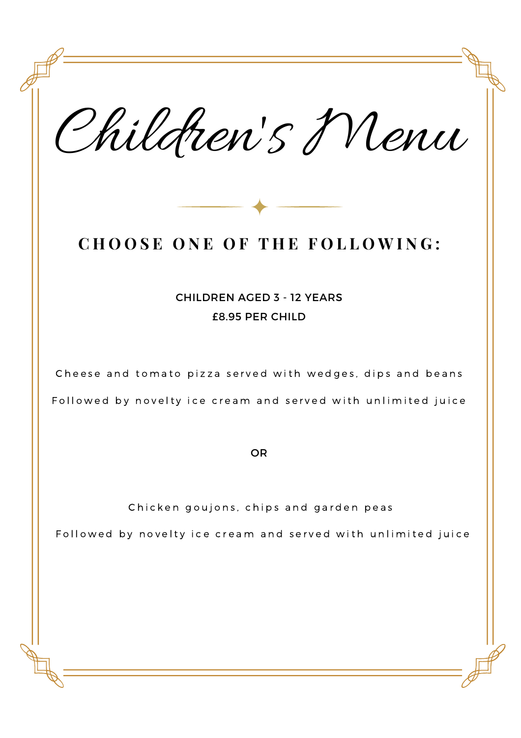# Children's Menu

## CHOOSE ONE OF THE FOLLOWING:

CHILDREN AGED 3 - 12 YEARS

£8.95 PER CHILD

Cheese and tomato pizza served with wedges, dips and beans

Followed by novelty ice cream and served with unlimited juice

OR

Chicken goujons, chips and garden peas

Followed by novelty ice cream and served with unlimited juice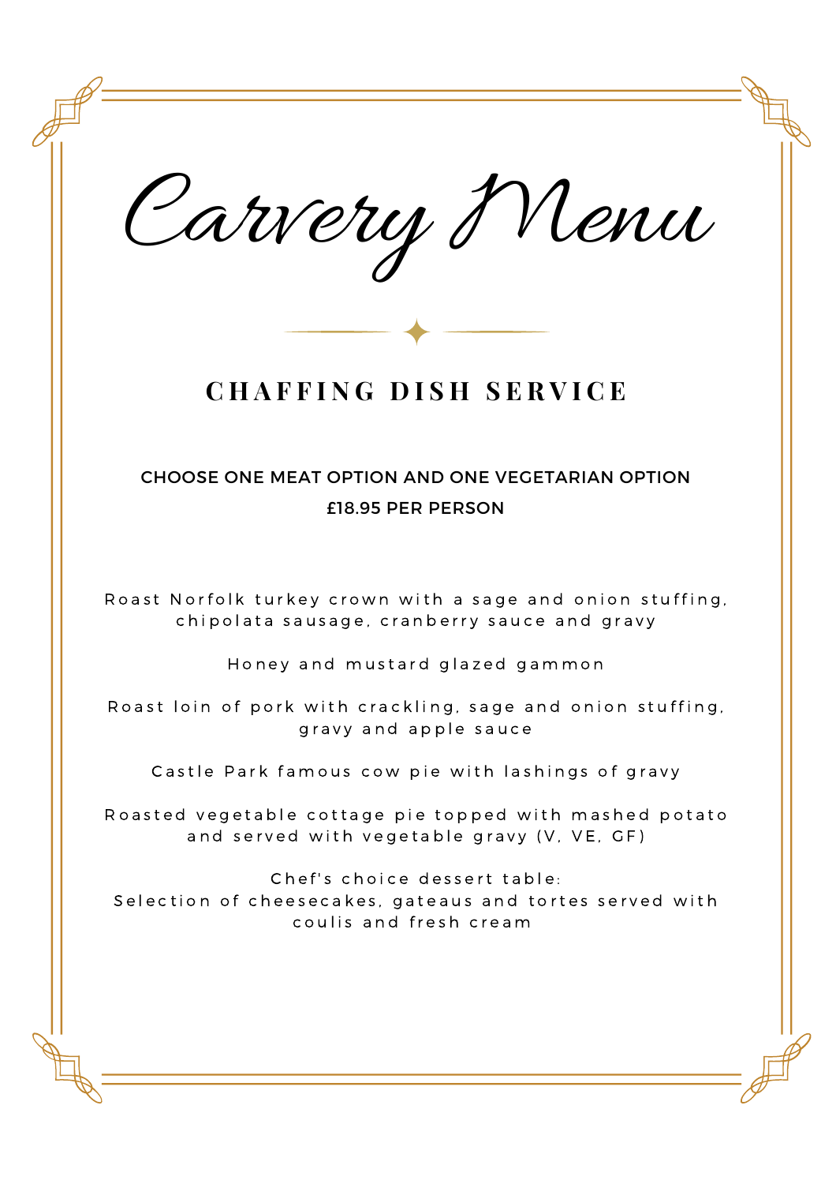# Carvery Menu

## CHAFFING DISH SERVICE

CHOOSE ONE MEAT OPTION AND ONE VEGETARIAN OPTION

£18.95 PER PERSON

Roast Norfolk turkey crown with a sage and onion stuffing, chipolata sausage, cranberry sauce and gravy

Honey and mustard glazed gammon

Roast loin of pork with crackling, sage and onion stuffing, gravy and apple sauce

Castle Park famous cow pie with lashings of gravy

Roasted vegetable cottage pie topped with mashed potato and served with vegetable gravy (V, VE, GF)

Chef's choice dessert table:
Selection of cheesecakes, gateaus and tortes served with coulis and fresh cream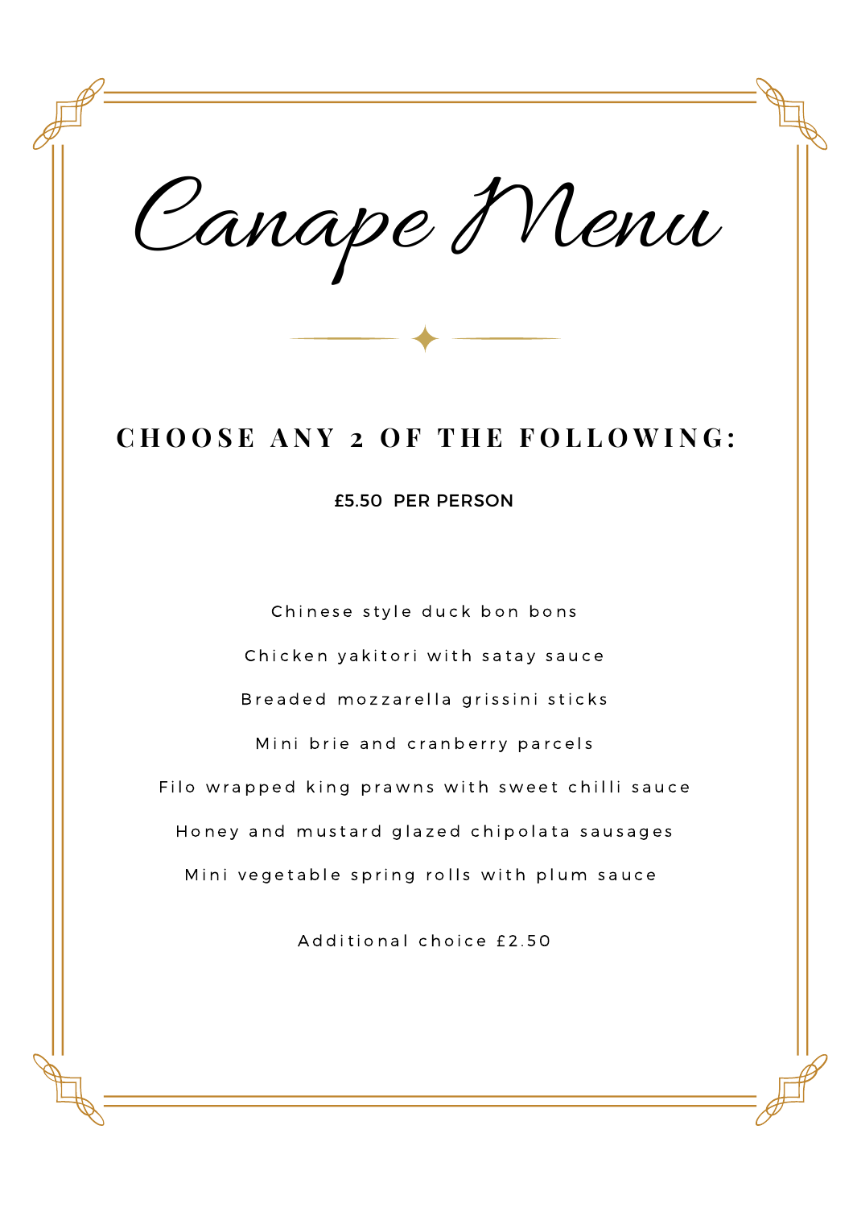# Canape Menu

## CHOOSE ANY 2 OF THE FOLLOWING:

£5.50 PER PERSON

Chinese style duck bon bons

Chicken yakitori with satay sauce

Breaded mozzarella grissini sticks

Mini brie and cranberry parcels

Filo wrapped king prawns with sweet chilli sauce

Honey and mustard glazed chipolata sausages

Mini vegetable spring rolls with plum sauce

Additional choice £2.50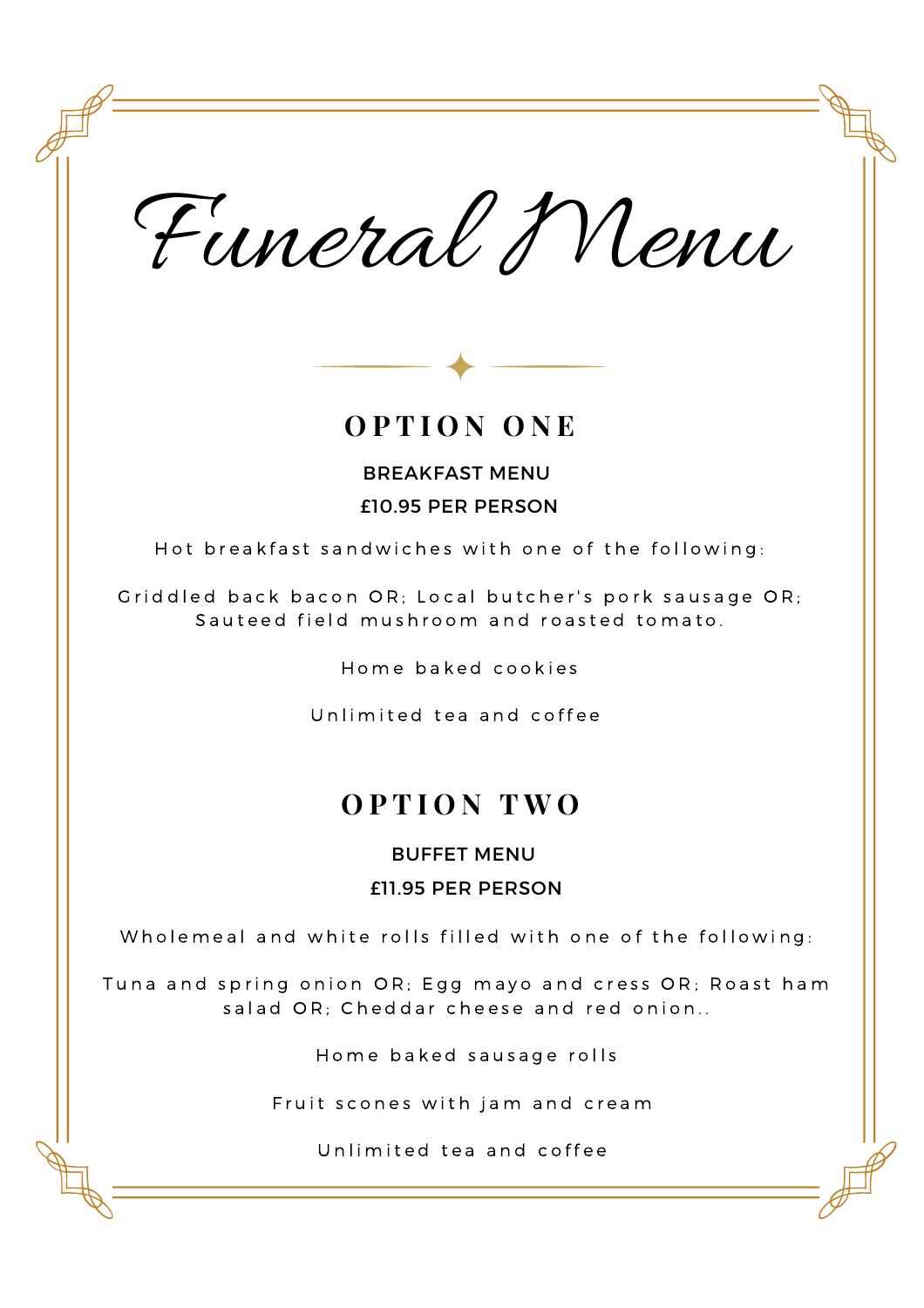# Funeral Menu

## OPTION ONE

**BREAKFAST MENU**

**£10.95 PER PERSON**

Hot breakfast sandwiches with one of the following:

Griddled back bacon OR; Local butcher's pork sausage OR; Sauteed field mushroom and roasted tomato.

Home baked cookies

Unlimited tea and coffee

## OPTION TWO

**BUFFET MENU**

**£11.95 PER PERSON**

Wholemeal and white rolls filled with one of the following:

Tuna and spring onion OR; Egg mayo and cress OR; Roast ham salad OR; Cheddar cheese and red onion..

Home baked sausage rolls

Fruit scones with jam and cream

Unlimited tea and coffee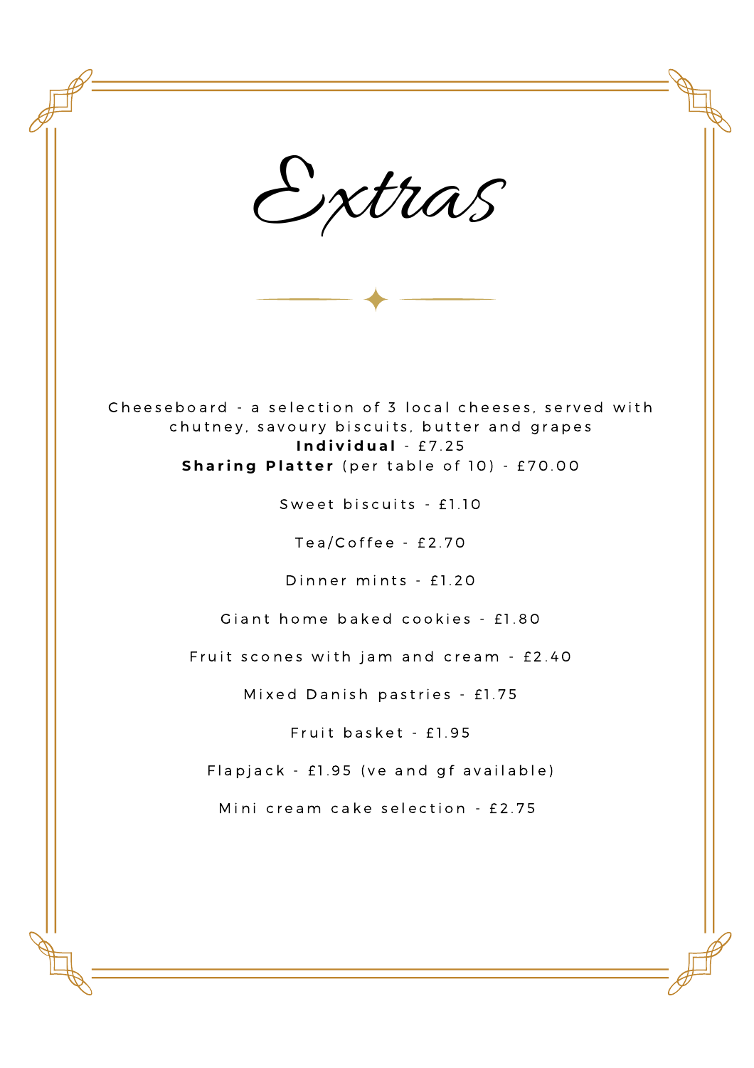# Extras

Cheeseboard - a selection of 3 local cheeses, served with chutney, savoury biscuits, butter and grapes
**Individual** - £7.25
**Sharing Platter** (per table of 10) - £70.00

Sweet biscuits - £1.10

Tea/Coffee - £2.70

Dinner mints - £1.20

Giant home baked cookies - £1.80

Fruit scones with jam and cream - £2.40

Mixed Danish pastries - £1.75

Fruit basket - £1.95

Flapjack - £1.95 (ve and gf available)

Mini cream cake selection - £2.75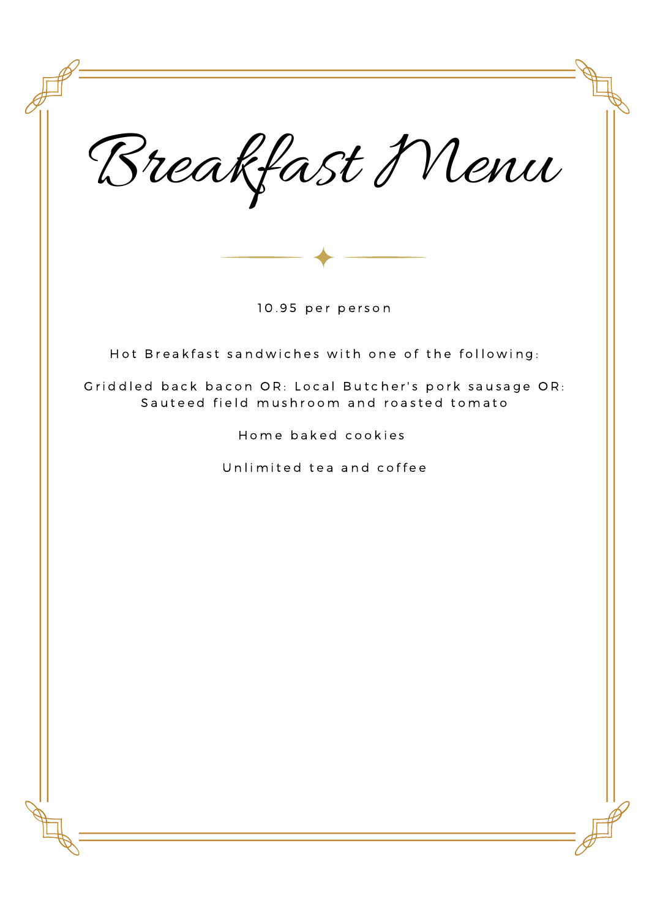# Breakfast Menu

10.95 per person

Hot Breakfast sandwiches with one of the following:

Griddled back bacon OR: Local Butcher's pork sausage OR:
Sauteed field mushroom and roasted tomato

Home baked cookies

Unlimited tea and coffee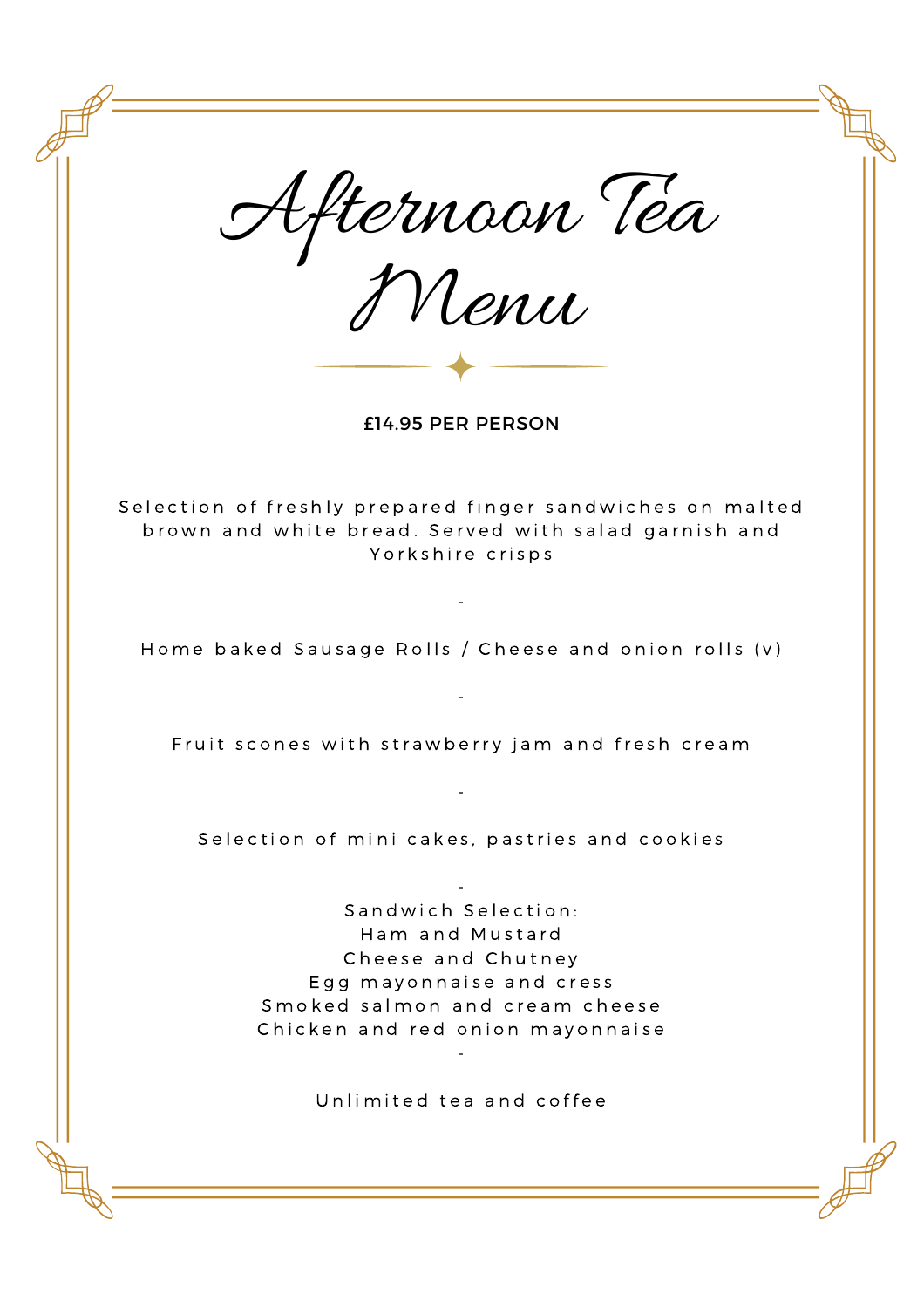# Afternoon Tea Menu

**£14.95 PER PERSON**

Selection of freshly prepared finger sandwiches on malted brown and white bread. Served with salad garnish and Yorkshire crisps

-

Home baked Sausage Rolls / Cheese and onion rolls (v)

-

Fruit scones with strawberry jam and fresh cream

-

Selection of mini cakes, pastries and cookies

-

Sandwich Selection:
Ham and Mustard
Cheese and Chutney
Egg mayonnaise and cress
Smoked salmon and cream cheese
Chicken and red onion mayonnaise

-

Unlimited tea and coffee